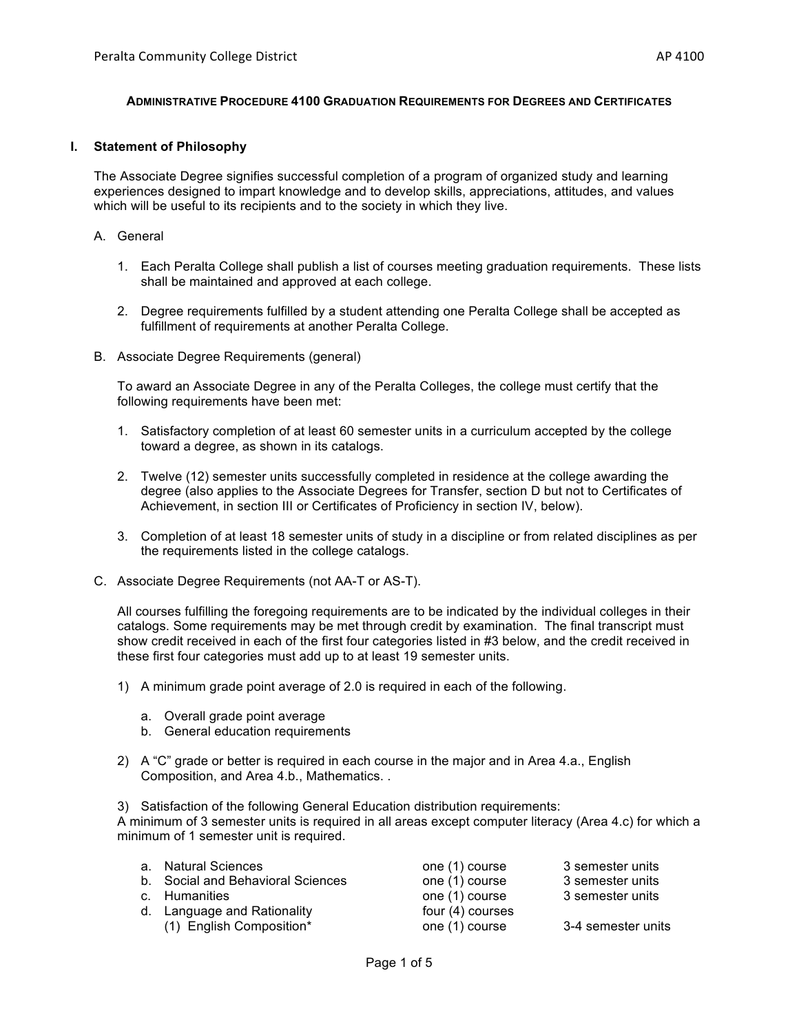## Administrative Procedure 4100 Graduation Requirements for Degrees and Certificates

### I. Statement of Philosophy

The Associate Degree signifies successful completion of a program of organized study and learning experiences designed to impart knowledge and to develop skills, appreciations, attitudes, and values which will be useful to its recipients and to the society in which they live.

A. General

1. Each Peralta College shall publish a list of courses meeting graduation requirements. These lists shall be maintained and approved at each college.

2. Degree requirements fulfilled by a student attending one Peralta College shall be accepted as fulfillment of requirements at another Peralta College.

B. Associate Degree Requirements (general)

To award an Associate Degree in any of the Peralta Colleges, the college must certify that the following requirements have been met:

1. Satisfactory completion of at least 60 semester units in a curriculum accepted by the college toward a degree, as shown in its catalogs.

2. Twelve (12) semester units successfully completed in residence at the college awarding the degree (also applies to the Associate Degrees for Transfer, section D but not to Certificates of Achievement, in section III or Certificates of Proficiency in section IV, below).

3. Completion of at least 18 semester units of study in a discipline or from related disciplines as per the requirements listed in the college catalogs.

C. Associate Degree Requirements (not AA-T or AS-T).

All courses fulfilling the foregoing requirements are to be indicated by the individual colleges in their catalogs. Some requirements may be met through credit by examination. The final transcript must show credit received in each of the first four categories listed in #3 below, and the credit received in these first four categories must add up to at least 19 semester units.

1) A minimum grade point average of 2.0 is required in each of the following.

   a. Overall grade point average
   b. General education requirements

2) A "C" grade or better is required in each course in the major and in Area 4.a., English Composition, and Area 4.b., Mathematics. .

3) Satisfaction of the following General Education distribution requirements:
A minimum of 3 semester units is required in all areas except computer literacy (Area 4.c) for which a minimum of 1 semester unit is required.

| | | |
|---|---|---|
| a. Natural Sciences | one (1) course | 3 semester units |
| b. Social and Behavioral Sciences | one (1) course | 3 semester units |
| c. Humanities | one (1) course | 3 semester units |
| d. Language and Rationality | four (4) courses | |
| (1) English Composition* | one (1) course | 3-4 semester units |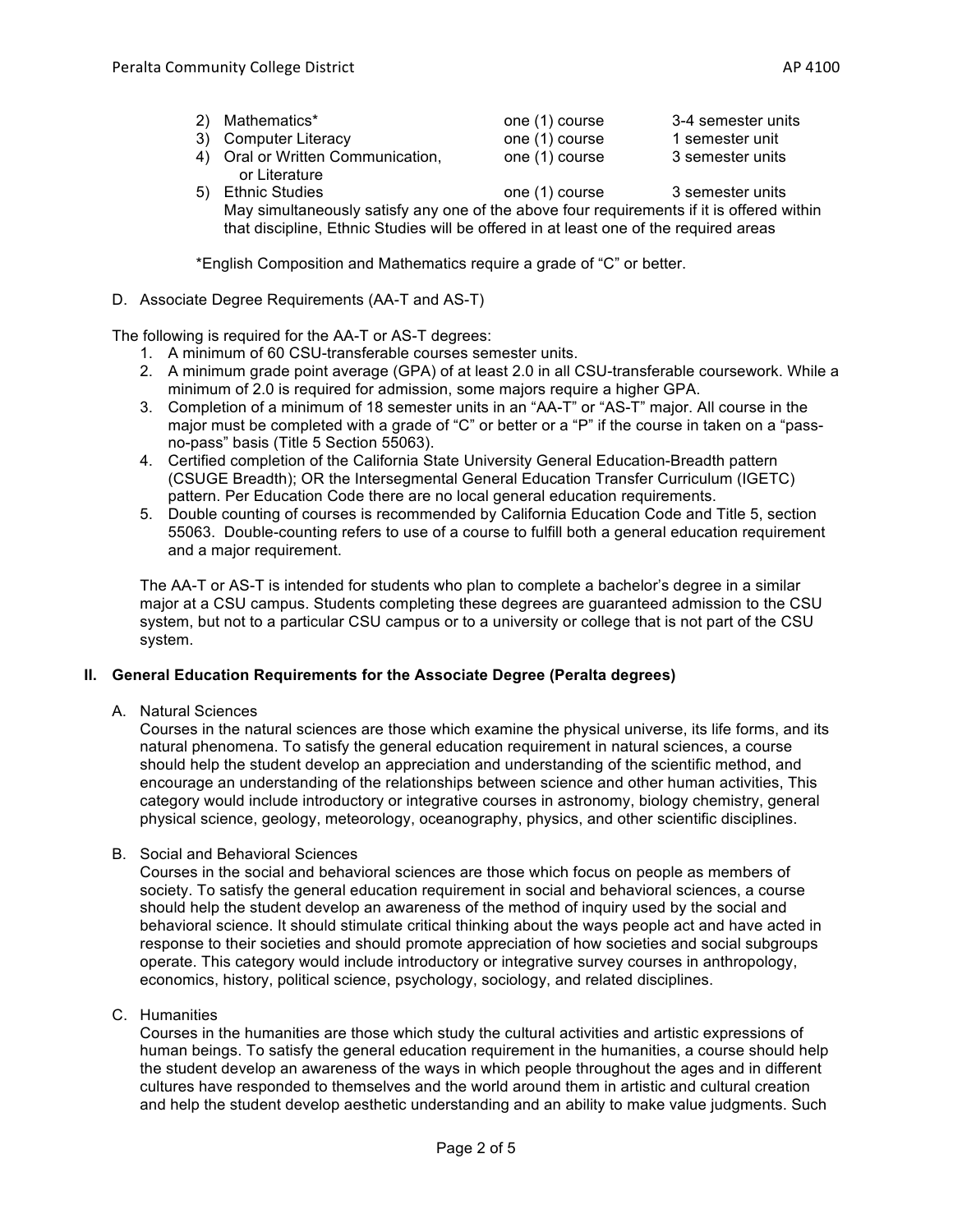2) Mathematics* — one (1) course — 3-4 semester units
3) Computer Literacy — one (1) course — 1 semester unit
4) Oral or Written Communication, or Literature — one (1) course — 3 semester units
5) Ethnic Studies — one (1) course — 3 semester units

   May simultaneously satisfy any one of the above four requirements if it is offered within that discipline, Ethnic Studies will be offered in at least one of the required areas

*English Composition and Mathematics require a grade of "C" or better.

D. Associate Degree Requirements (AA-T and AS-T)

The following is required for the AA-T or AS-T degrees:

1. A minimum of 60 CSU-transferable courses semester units.
2. A minimum grade point average (GPA) of at least 2.0 in all CSU-transferable coursework. While a minimum of 2.0 is required for admission, some majors require a higher GPA.
3. Completion of a minimum of 18 semester units in an "AA-T" or "AS-T" major. All course in the major must be completed with a grade of "C" or better or a "P" if the course in taken on a "pass-no-pass" basis (Title 5 Section 55063).
4. Certified completion of the California State University General Education-Breadth pattern (CSUGE Breadth); OR the Intersegmental General Education Transfer Curriculum (IGETC) pattern. Per Education Code there are no local general education requirements.
5. Double counting of courses is recommended by California Education Code and Title 5, section 55063. Double-counting refers to use of a course to fulfill both a general education requirement and a major requirement.

The AA-T or AS-T is intended for students who plan to complete a bachelor's degree in a similar major at a CSU campus. Students completing these degrees are guaranteed admission to the CSU system, but not to a particular CSU campus or to a university or college that is not part of the CSU system.

## II. General Education Requirements for the Associate Degree (Peralta degrees)

A. Natural Sciences

Courses in the natural sciences are those which examine the physical universe, its life forms, and its natural phenomena. To satisfy the general education requirement in natural sciences, a course should help the student develop an appreciation and understanding of the scientific method, and encourage an understanding of the relationships between science and other human activities, This category would include introductory or integrative courses in astronomy, biology chemistry, general physical science, geology, meteorology, oceanography, physics, and other scientific disciplines.

B. Social and Behavioral Sciences

Courses in the social and behavioral sciences are those which focus on people as members of society. To satisfy the general education requirement in social and behavioral sciences, a course should help the student develop an awareness of the method of inquiry used by the social and behavioral science. It should stimulate critical thinking about the ways people act and have acted in response to their societies and should promote appreciation of how societies and social subgroups operate. This category would include introductory or integrative survey courses in anthropology, economics, history, political science, psychology, sociology, and related disciplines.

C. Humanities

Courses in the humanities are those which study the cultural activities and artistic expressions of human beings. To satisfy the general education requirement in the humanities, a course should help the student develop an awareness of the ways in which people throughout the ages and in different cultures have responded to themselves and the world around them in artistic and cultural creation and help the student develop aesthetic understanding and an ability to make value judgments. Such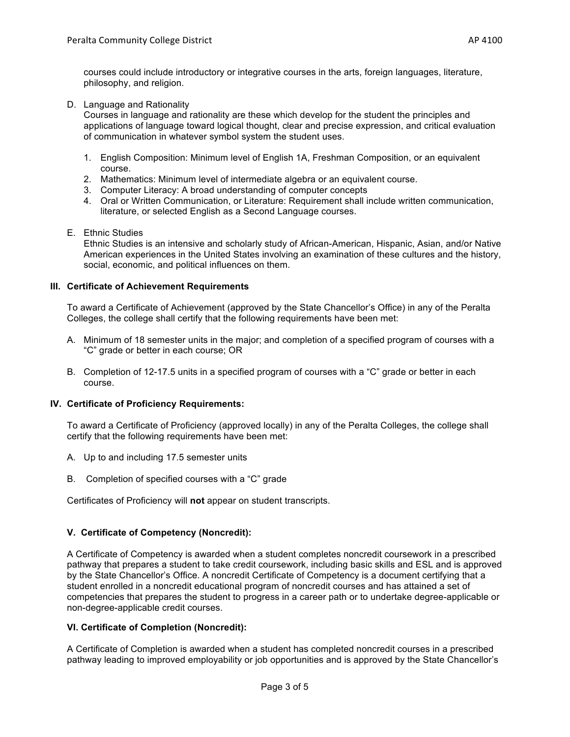courses could include introductory or integrative courses in the arts, foreign languages, literature, philosophy, and religion.

D. Language and Rationality
   Courses in language and rationality are these which develop for the student the principles and applications of language toward logical thought, clear and precise expression, and critical evaluation of communication in whatever symbol system the student uses.

   1. English Composition: Minimum level of English 1A, Freshman Composition, or an equivalent course.
   2. Mathematics: Minimum level of intermediate algebra or an equivalent course.
   3. Computer Literacy: A broad understanding of computer concepts
   4. Oral or Written Communication, or Literature: Requirement shall include written communication, literature, or selected English as a Second Language courses.

E. Ethnic Studies
   Ethnic Studies is an intensive and scholarly study of African-American, Hispanic, Asian, and/or Native American experiences in the United States involving an examination of these cultures and the history, social, economic, and political influences on them.

### III. Certificate of Achievement Requirements

To award a Certificate of Achievement (approved by the State Chancellor's Office) in any of the Peralta Colleges, the college shall certify that the following requirements have been met:

A. Minimum of 18 semester units in the major; and completion of a specified program of courses with a "C" grade or better in each course; OR

B. Completion of 12-17.5 units in a specified program of courses with a "C" grade or better in each course.

### IV. Certificate of Proficiency Requirements:

To award a Certificate of Proficiency (approved locally) in any of the Peralta Colleges, the college shall certify that the following requirements have been met:

A. Up to and including 17.5 semester units

B. Completion of specified courses with a "C" grade

Certificates of Proficiency will **not** appear on student transcripts.

### V. Certificate of Competency (Noncredit):

A Certificate of Competency is awarded when a student completes noncredit coursework in a prescribed pathway that prepares a student to take credit coursework, including basic skills and ESL and is approved by the State Chancellor's Office. A noncredit Certificate of Competency is a document certifying that a student enrolled in a noncredit educational program of noncredit courses and has attained a set of competencies that prepares the student to progress in a career path or to undertake degree-applicable or non-degree-applicable credit courses.

### VI. Certificate of Completion (Noncredit):

A Certificate of Completion is awarded when a student has completed noncredit courses in a prescribed pathway leading to improved employability or job opportunities and is approved by the State Chancellor's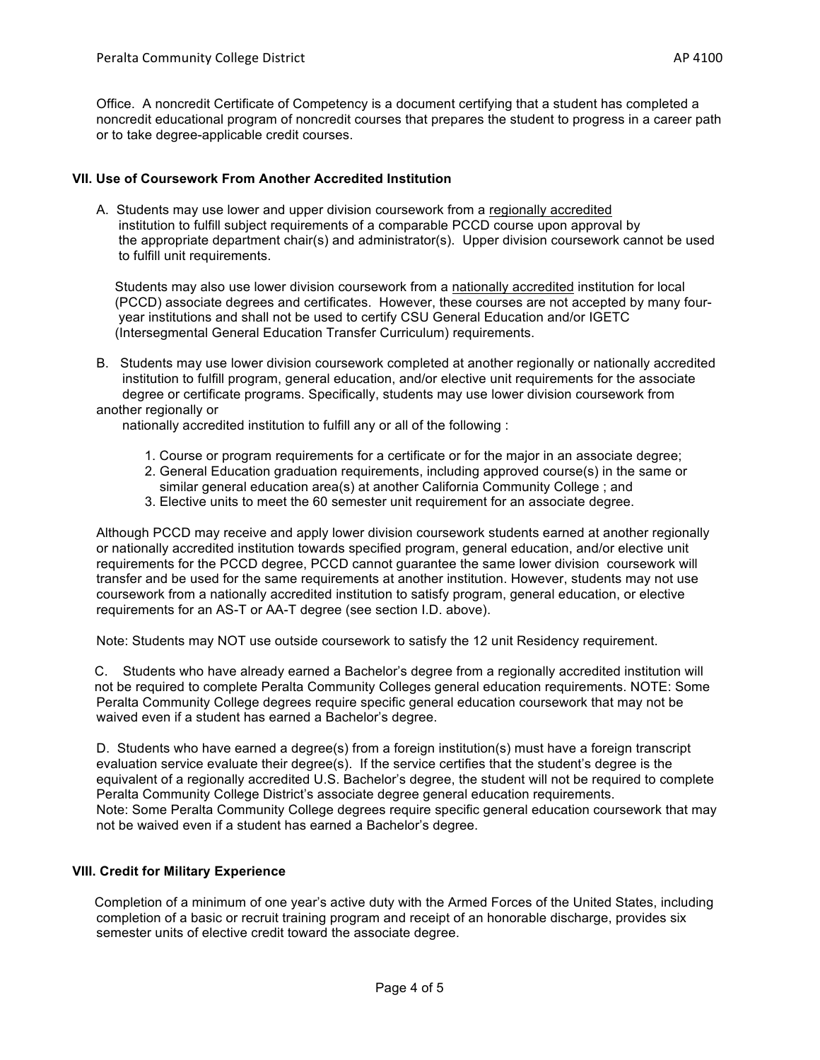Office. A noncredit Certificate of Competency is a document certifying that a student has completed a noncredit educational program of noncredit courses that prepares the student to progress in a career path or to take degree-applicable credit courses.

### VII. Use of Coursework From Another Accredited Institution

A. Students may use lower and upper division coursework from a regionally accredited institution to fulfill subject requirements of a comparable PCCD course upon approval by the appropriate department chair(s) and administrator(s). Upper division coursework cannot be used to fulfill unit requirements.

Students may also use lower division coursework from a nationally accredited institution for local (PCCD) associate degrees and certificates. However, these courses are not accepted by many four-year institutions and shall not be used to certify CSU General Education and/or IGETC (Intersegmental General Education Transfer Curriculum) requirements.

B. Students may use lower division coursework completed at another regionally or nationally accredited institution to fulfill program, general education, and/or elective unit requirements for the associate degree or certificate programs. Specifically, students may use lower division coursework from another regionally or nationally accredited institution to fulfill any or all of the following :

1. Course or program requirements for a certificate or for the major in an associate degree;
2. General Education graduation requirements, including approved course(s) in the same or similar general education area(s) at another California Community College ; and
3. Elective units to meet the 60 semester unit requirement for an associate degree.

Although PCCD may receive and apply lower division coursework students earned at another regionally or nationally accredited institution towards specified program, general education, and/or elective unit requirements for the PCCD degree, PCCD cannot guarantee the same lower division coursework will transfer and be used for the same requirements at another institution. However, students may not use coursework from a nationally accredited institution to satisfy program, general education, or elective requirements for an AS-T or AA-T degree (see section I.D. above).

Note: Students may NOT use outside coursework to satisfy the 12 unit Residency requirement.

C. Students who have already earned a Bachelor's degree from a regionally accredited institution will not be required to complete Peralta Community Colleges general education requirements. NOTE: Some Peralta Community College degrees require specific general education coursework that may not be waived even if a student has earned a Bachelor's degree.

D. Students who have earned a degree(s) from a foreign institution(s) must have a foreign transcript evaluation service evaluate their degree(s). If the service certifies that the student's degree is the equivalent of a regionally accredited U.S. Bachelor's degree, the student will not be required to complete Peralta Community College District's associate degree general education requirements.
Note: Some Peralta Community College degrees require specific general education coursework that may not be waived even if a student has earned a Bachelor's degree.

### VIII. Credit for Military Experience

Completion of a minimum of one year's active duty with the Armed Forces of the United States, including completion of a basic or recruit training program and receipt of an honorable discharge, provides six semester units of elective credit toward the associate degree.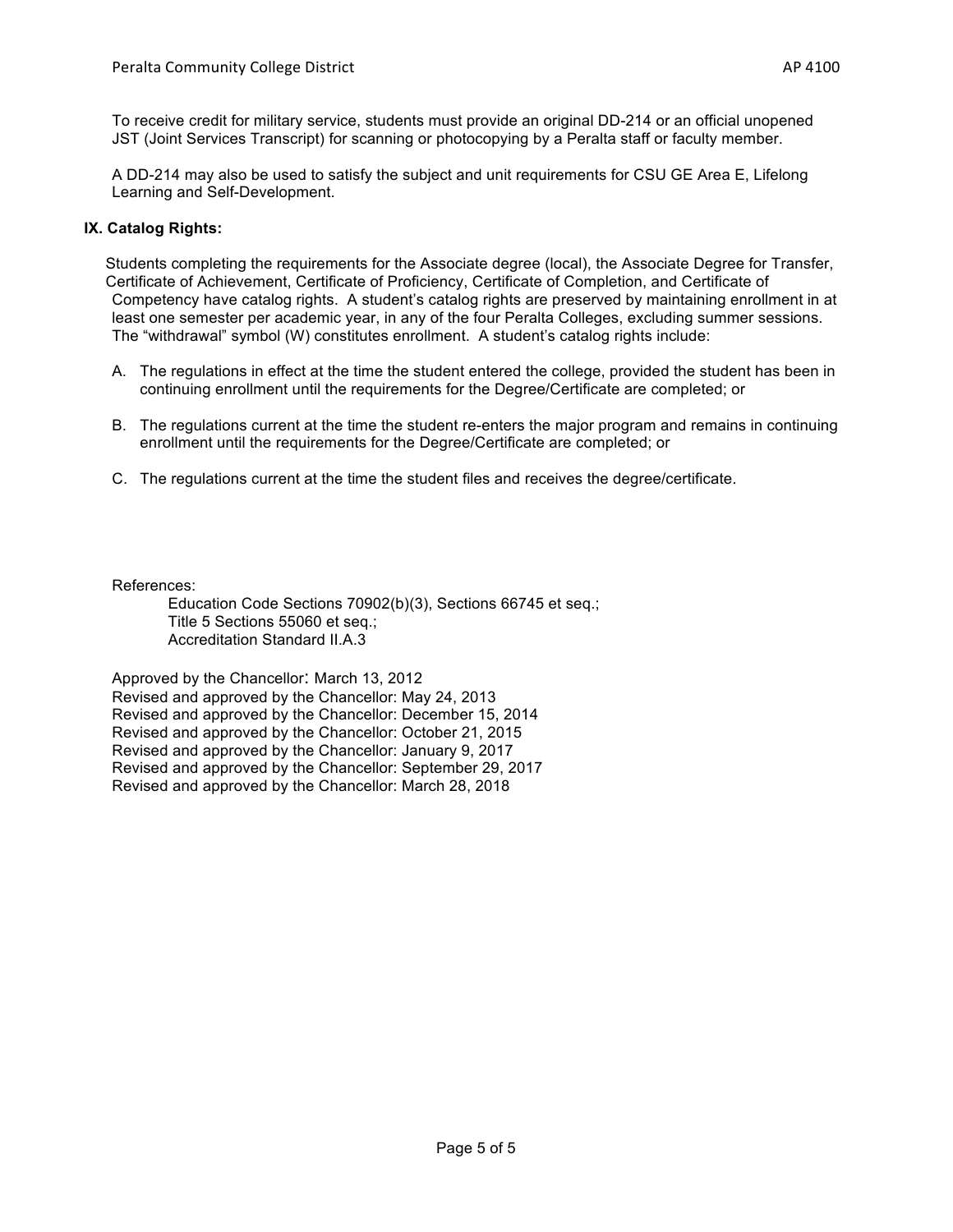To receive credit for military service, students must provide an original DD-214 or an official unopened JST (Joint Services Transcript) for scanning or photocopying by a Peralta staff or faculty member.

A DD-214 may also be used to satisfy the subject and unit requirements for CSU GE Area E, Lifelong Learning and Self-Development.

**IX. Catalog Rights:**

Students completing the requirements for the Associate degree (local), the Associate Degree for Transfer, Certificate of Achievement, Certificate of Proficiency, Certificate of Completion, and Certificate of Competency have catalog rights. A student's catalog rights are preserved by maintaining enrollment in at least one semester per academic year, in any of the four Peralta Colleges, excluding summer sessions. The "withdrawal" symbol (W) constitutes enrollment. A student's catalog rights include:

A. The regulations in effect at the time the student entered the college, provided the student has been in continuing enrollment until the requirements for the Degree/Certificate are completed; or

B. The regulations current at the time the student re-enters the major program and remains in continuing enrollment until the requirements for the Degree/Certificate are completed; or

C. The regulations current at the time the student files and receives the degree/certificate.

References:

Education Code Sections 70902(b)(3), Sections 66745 et seq.;
Title 5 Sections 55060 et seq.;
Accreditation Standard II.A.3

Approved by the Chancellor: March 13, 2012
Revised and approved by the Chancellor: May 24, 2013
Revised and approved by the Chancellor: December 15, 2014
Revised and approved by the Chancellor: October 21, 2015
Revised and approved by the Chancellor: January 9, 2017
Revised and approved by the Chancellor: September 29, 2017
Revised and approved by the Chancellor: March 28, 2018